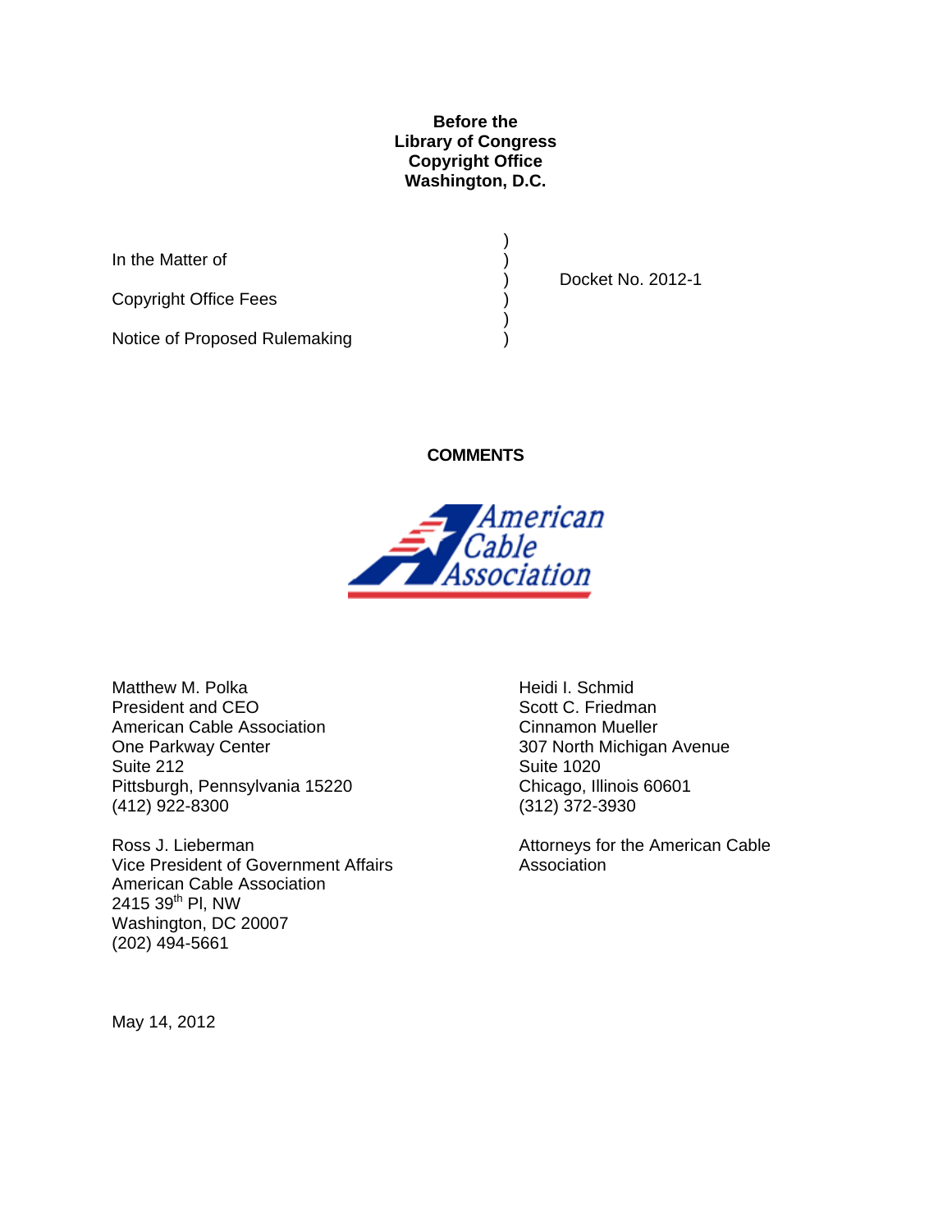**Before the**
**Library of Congress**
**Copyright Office**
**Washington, D.C.**

| | | |
|---|---|---|
| In the Matter of | ) | |
| | ) | Docket No. 2012-1 |
| Copyright Office Fees | ) | |
| | ) | |
| Notice of Proposed Rulemaking | ) | |

**COMMENTS**

American Cable Association

Matthew M. Polka
President and CEO
American Cable Association
One Parkway Center
Suite 212
Pittsburgh, Pennsylvania 15220
(412) 922-8300

Ross J. Lieberman
Vice President of Government Affairs
American Cable Association
2415 39th Pl, NW
Washington, DC 20007
(202) 494-5661

Heidi I. Schmid
Scott C. Friedman
Cinnamon Mueller
307 North Michigan Avenue
Suite 1020
Chicago, Illinois 60601
(312) 372-3930

Attorneys for the American Cable Association

May 14, 2012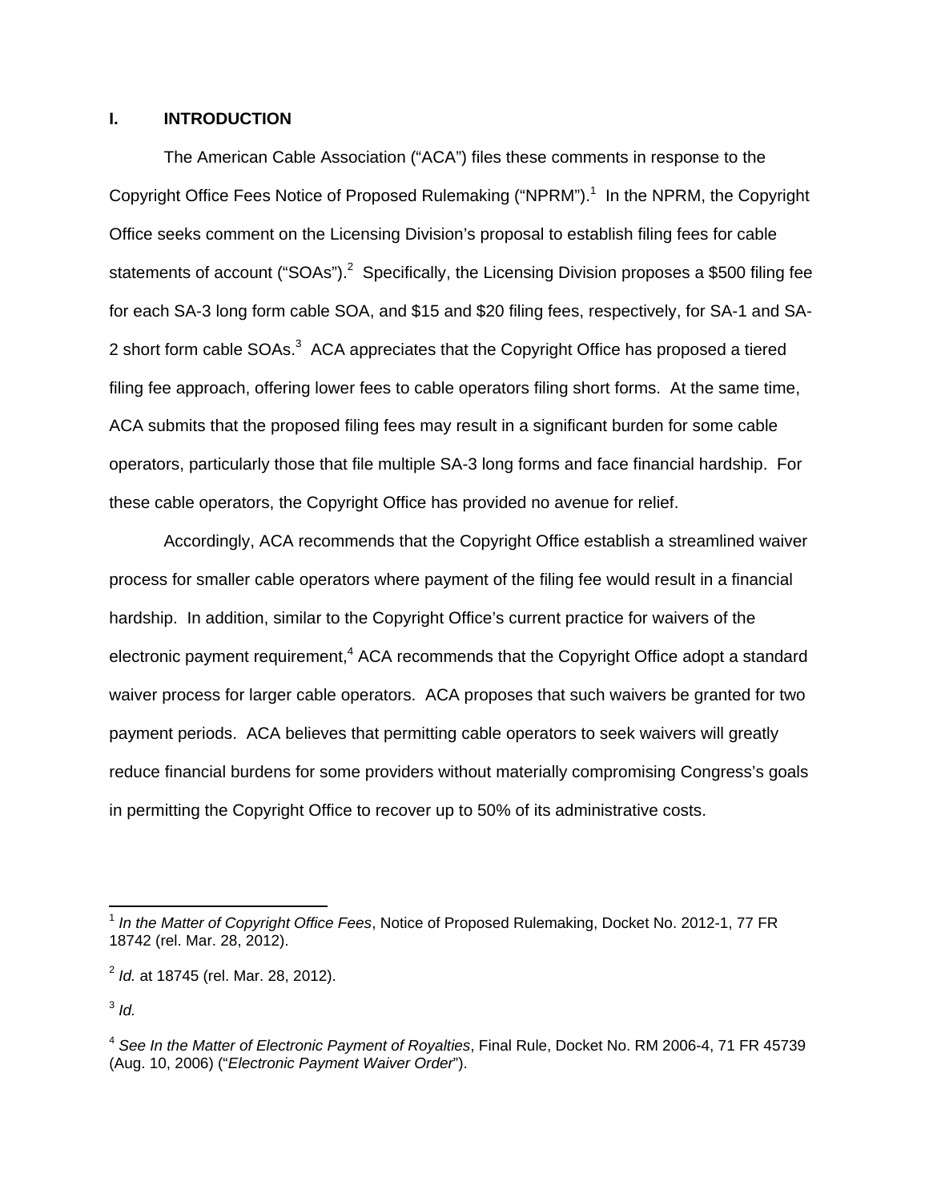## I. INTRODUCTION

The American Cable Association ("ACA") files these comments in response to the Copyright Office Fees Notice of Proposed Rulemaking ("NPRM").[1] In the NPRM, the Copyright Office seeks comment on the Licensing Division's proposal to establish filing fees for cable statements of account ("SOAs").[2] Specifically, the Licensing Division proposes a $500 filing fee for each SA-3 long form cable SOA, and $15 and $20 filing fees, respectively, for SA-1 and SA-2 short form cable SOAs.[3] ACA appreciates that the Copyright Office has proposed a tiered filing fee approach, offering lower fees to cable operators filing short forms. At the same time, ACA submits that the proposed filing fees may result in a significant burden for some cable operators, particularly those that file multiple SA-3 long forms and face financial hardship. For these cable operators, the Copyright Office has provided no avenue for relief.

Accordingly, ACA recommends that the Copyright Office establish a streamlined waiver process for smaller cable operators where payment of the filing fee would result in a financial hardship. In addition, similar to the Copyright Office's current practice for waivers of the electronic payment requirement,[4] ACA recommends that the Copyright Office adopt a standard waiver process for larger cable operators. ACA proposes that such waivers be granted for two payment periods. ACA believes that permitting cable operators to seek waivers will greatly reduce financial burdens for some providers without materially compromising Congress's goals in permitting the Copyright Office to recover up to 50% of its administrative costs.

---

[1] *In the Matter of Copyright Office Fees*, Notice of Proposed Rulemaking, Docket No. 2012-1, 77 FR 18742 (rel. Mar. 28, 2012).

[2] *Id.* at 18745 (rel. Mar. 28, 2012).

[3] *Id.*

[4] *See In the Matter of Electronic Payment of Royalties*, Final Rule, Docket No. RM 2006-4, 71 FR 45739 (Aug. 10, 2006) ("*Electronic Payment Waiver Order*").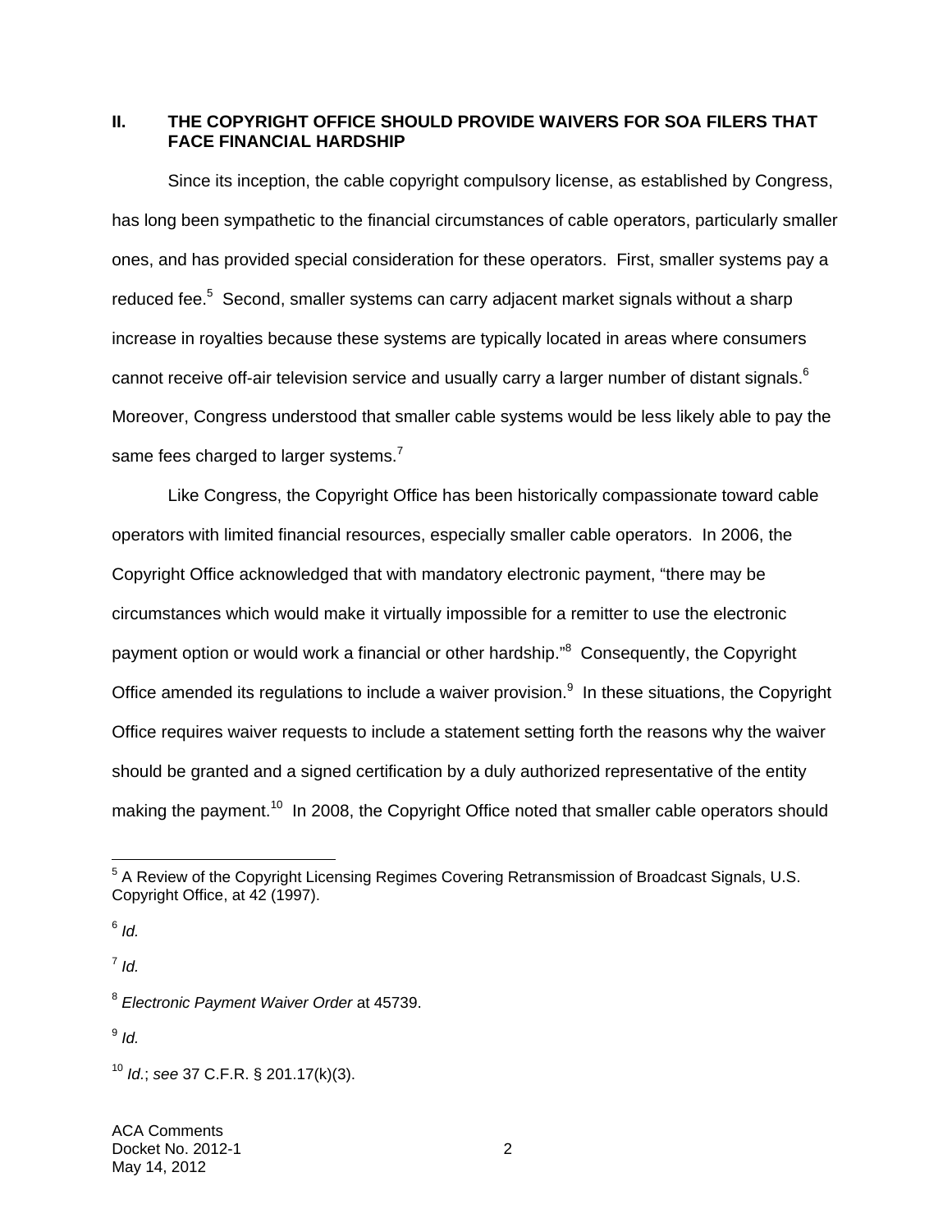## II. THE COPYRIGHT OFFICE SHOULD PROVIDE WAIVERS FOR SOA FILERS THAT FACE FINANCIAL HARDSHIP

Since its inception, the cable copyright compulsory license, as established by Congress, has long been sympathetic to the financial circumstances of cable operators, particularly smaller ones, and has provided special consideration for these operators. First, smaller systems pay a reduced fee.[5] Second, smaller systems can carry adjacent market signals without a sharp increase in royalties because these systems are typically located in areas where consumers cannot receive off-air television service and usually carry a larger number of distant signals.[6] Moreover, Congress understood that smaller cable systems would be less likely able to pay the same fees charged to larger systems.[7]

Like Congress, the Copyright Office has been historically compassionate toward cable operators with limited financial resources, especially smaller cable operators. In 2006, the Copyright Office acknowledged that with mandatory electronic payment, "there may be circumstances which would make it virtually impossible for a remitter to use the electronic payment option or would work a financial or other hardship."[8] Consequently, the Copyright Office amended its regulations to include a waiver provision.[9] In these situations, the Copyright Office requires waiver requests to include a statement setting forth the reasons why the waiver should be granted and a signed certification by a duly authorized representative of the entity making the payment.[10] In 2008, the Copyright Office noted that smaller cable operators should

---

[5] A Review of the Copyright Licensing Regimes Covering Retransmission of Broadcast Signals, U.S. Copyright Office, at 42 (1997).

[6] *Id.*

[7] *Id.*

[8] *Electronic Payment Waiver Order* at 45739.

[9] *Id.*

[10] *Id.*; *see* 37 C.F.R. § 201.17(k)(3).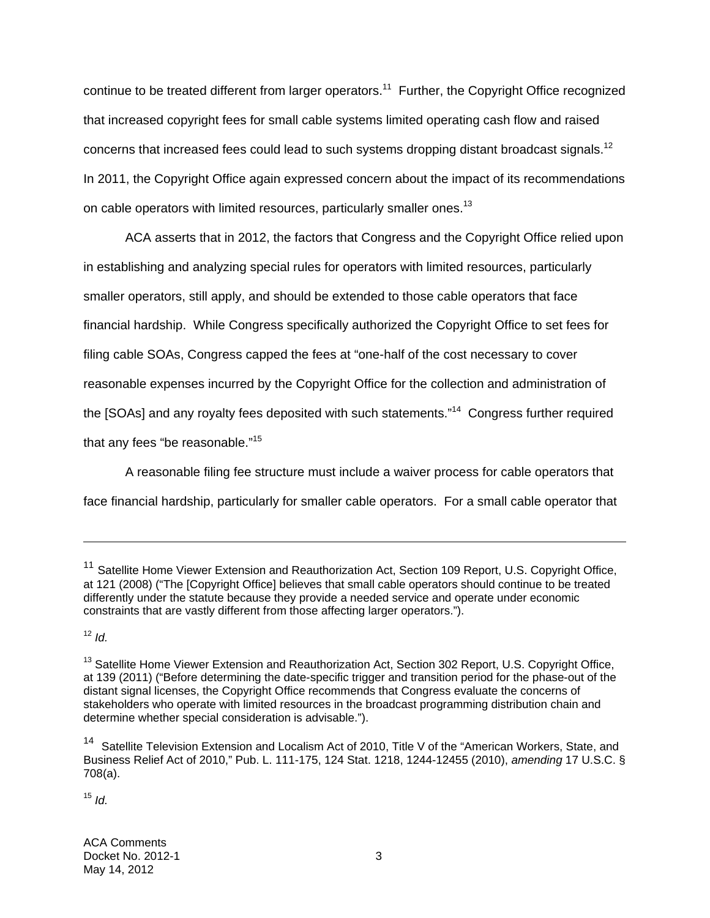continue to be treated different from larger operators.[11] Further, the Copyright Office recognized that increased copyright fees for small cable systems limited operating cash flow and raised concerns that increased fees could lead to such systems dropping distant broadcast signals.[12] In 2011, the Copyright Office again expressed concern about the impact of its recommendations on cable operators with limited resources, particularly smaller ones.[13]

ACA asserts that in 2012, the factors that Congress and the Copyright Office relied upon in establishing and analyzing special rules for operators with limited resources, particularly smaller operators, still apply, and should be extended to those cable operators that face financial hardship. While Congress specifically authorized the Copyright Office to set fees for filing cable SOAs, Congress capped the fees at "one-half of the cost necessary to cover reasonable expenses incurred by the Copyright Office for the collection and administration of the [SOAs] and any royalty fees deposited with such statements."[14] Congress further required that any fees "be reasonable."[15]

A reasonable filing fee structure must include a waiver process for cable operators that face financial hardship, particularly for smaller cable operators. For a small cable operator that

---

[11] Satellite Home Viewer Extension and Reauthorization Act, Section 109 Report, U.S. Copyright Office, at 121 (2008) ("The [Copyright Office] believes that small cable operators should continue to be treated differently under the statute because they provide a needed service and operate under economic constraints that are vastly different from those affecting larger operators.").

[12] *Id.*

[13] Satellite Home Viewer Extension and Reauthorization Act, Section 302 Report, U.S. Copyright Office, at 139 (2011) ("Before determining the date-specific trigger and transition period for the phase-out of the distant signal licenses, the Copyright Office recommends that Congress evaluate the concerns of stakeholders who operate with limited resources in the broadcast programming distribution chain and determine whether special consideration is advisable.").

[14] Satellite Television Extension and Localism Act of 2010, Title V of the "American Workers, State, and Business Relief Act of 2010," Pub. L. 111-175, 124 Stat. 1218, 1244-12455 (2010), *amending* 17 U.S.C. § 708(a).

[15] *Id.*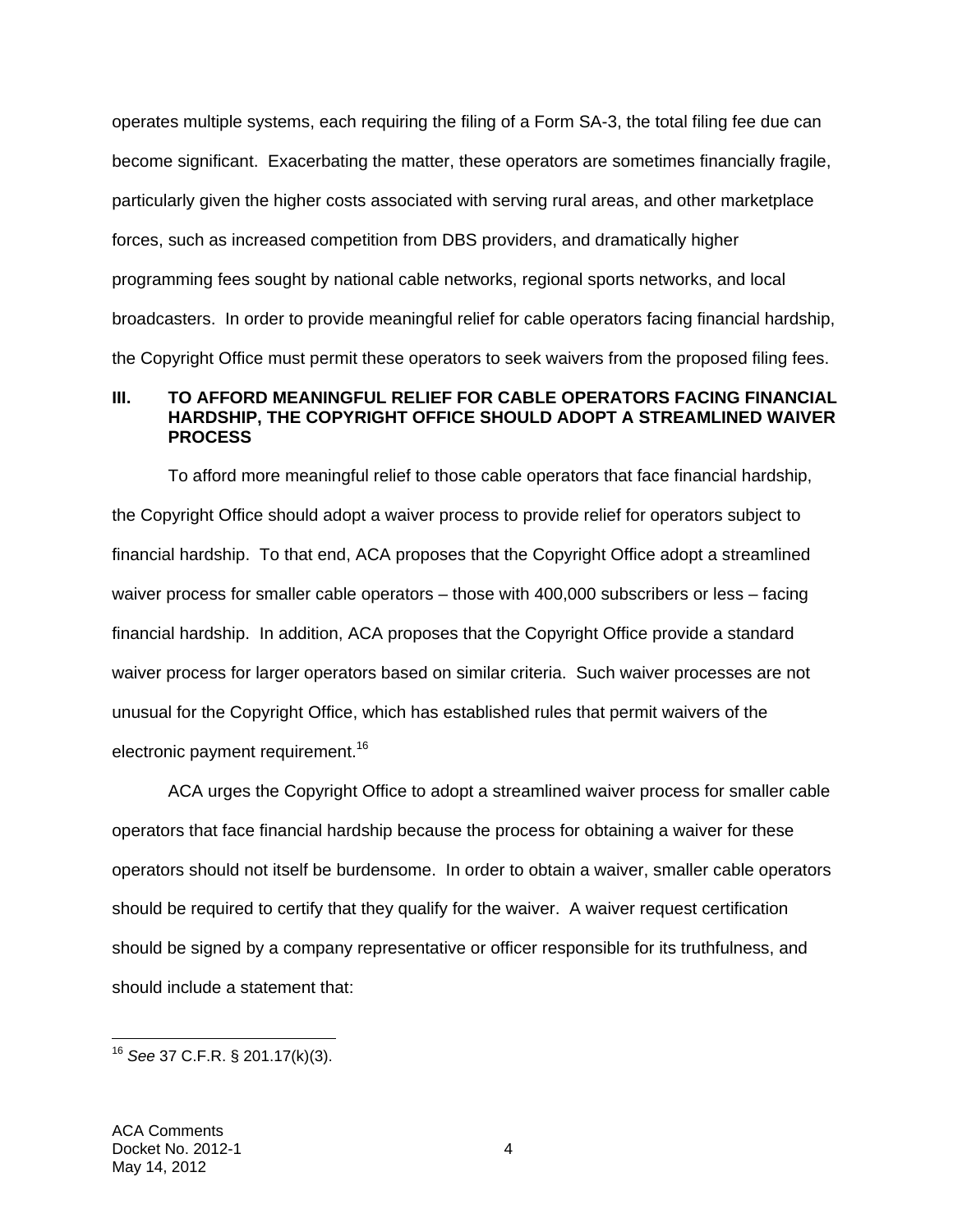operates multiple systems, each requiring the filing of a Form SA-3, the total filing fee due can become significant. Exacerbating the matter, these operators are sometimes financially fragile, particularly given the higher costs associated with serving rural areas, and other marketplace forces, such as increased competition from DBS providers, and dramatically higher programming fees sought by national cable networks, regional sports networks, and local broadcasters. In order to provide meaningful relief for cable operators facing financial hardship, the Copyright Office must permit these operators to seek waivers from the proposed filing fees.

## III. TO AFFORD MEANINGFUL RELIEF FOR CABLE OPERATORS FACING FINANCIAL HARDSHIP, THE COPYRIGHT OFFICE SHOULD ADOPT A STREAMLINED WAIVER PROCESS

To afford more meaningful relief to those cable operators that face financial hardship, the Copyright Office should adopt a waiver process to provide relief for operators subject to financial hardship. To that end, ACA proposes that the Copyright Office adopt a streamlined waiver process for smaller cable operators – those with 400,000 subscribers or less – facing financial hardship. In addition, ACA proposes that the Copyright Office provide a standard waiver process for larger operators based on similar criteria. Such waiver processes are not unusual for the Copyright Office, which has established rules that permit waivers of the electronic payment requirement.[16]

ACA urges the Copyright Office to adopt a streamlined waiver process for smaller cable operators that face financial hardship because the process for obtaining a waiver for these operators should not itself be burdensome. In order to obtain a waiver, smaller cable operators should be required to certify that they qualify for the waiver. A waiver request certification should be signed by a company representative or officer responsible for its truthfulness, and should include a statement that:

---

[16] *See* 37 C.F.R. § 201.17(k)(3).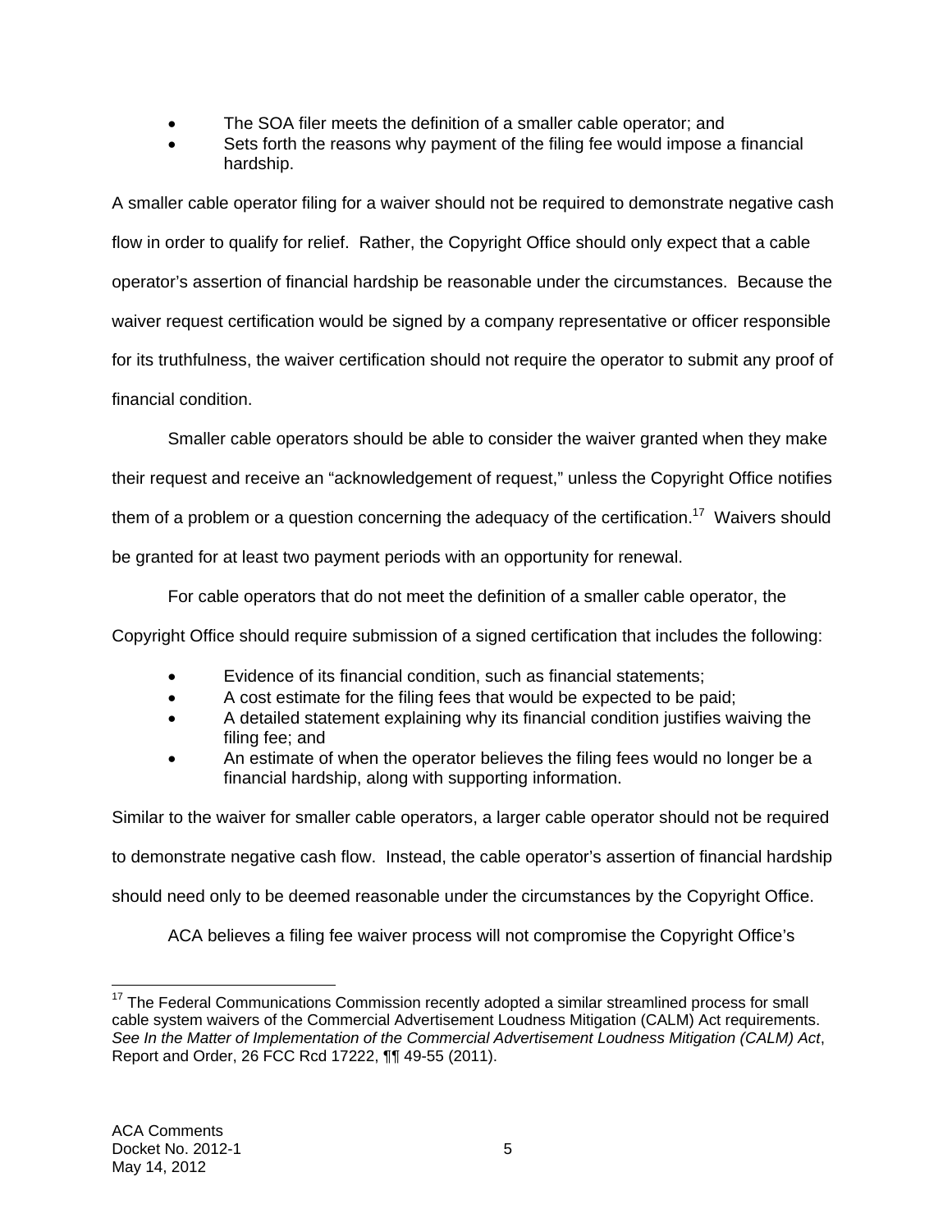- The SOA filer meets the definition of a smaller cable operator; and
- Sets forth the reasons why payment of the filing fee would impose a financial hardship.

A smaller cable operator filing for a waiver should not be required to demonstrate negative cash flow in order to qualify for relief. Rather, the Copyright Office should only expect that a cable operator's assertion of financial hardship be reasonable under the circumstances. Because the waiver request certification would be signed by a company representative or officer responsible for its truthfulness, the waiver certification should not require the operator to submit any proof of financial condition.

Smaller cable operators should be able to consider the waiver granted when they make their request and receive an "acknowledgement of request," unless the Copyright Office notifies them of a problem or a question concerning the adequacy of the certification.[17] Waivers should be granted for at least two payment periods with an opportunity for renewal.

For cable operators that do not meet the definition of a smaller cable operator, the Copyright Office should require submission of a signed certification that includes the following:

- Evidence of its financial condition, such as financial statements;
- A cost estimate for the filing fees that would be expected to be paid;
- A detailed statement explaining why its financial condition justifies waiving the filing fee; and
- An estimate of when the operator believes the filing fees would no longer be a financial hardship, along with supporting information.

Similar to the waiver for smaller cable operators, a larger cable operator should not be required to demonstrate negative cash flow. Instead, the cable operator's assertion of financial hardship should need only to be deemed reasonable under the circumstances by the Copyright Office.

ACA believes a filing fee waiver process will not compromise the Copyright Office's

---

[17] The Federal Communications Commission recently adopted a similar streamlined process for small cable system waivers of the Commercial Advertisement Loudness Mitigation (CALM) Act requirements. *See In the Matter of Implementation of the Commercial Advertisement Loudness Mitigation (CALM) Act*, Report and Order, 26 FCC Rcd 17222, ¶¶ 49-55 (2011).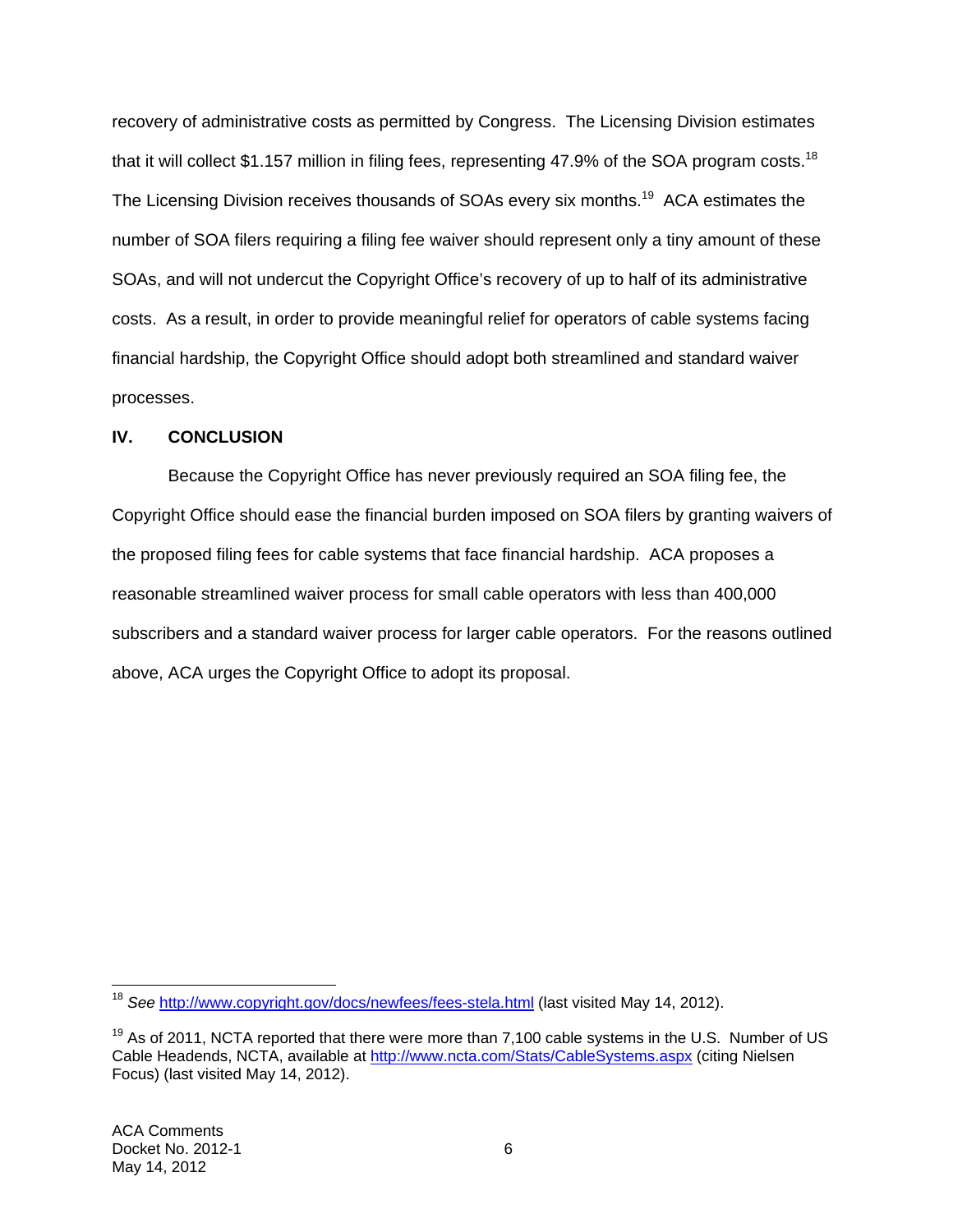recovery of administrative costs as permitted by Congress. The Licensing Division estimates that it will collect $1.157 million in filing fees, representing 47.9% of the SOA program costs.[18] The Licensing Division receives thousands of SOAs every six months.[19] ACA estimates the number of SOA filers requiring a filing fee waiver should represent only a tiny amount of these SOAs, and will not undercut the Copyright Office's recovery of up to half of its administrative costs. As a result, in order to provide meaningful relief for operators of cable systems facing financial hardship, the Copyright Office should adopt both streamlined and standard waiver processes.

## IV. CONCLUSION

Because the Copyright Office has never previously required an SOA filing fee, the Copyright Office should ease the financial burden imposed on SOA filers by granting waivers of the proposed filing fees for cable systems that face financial hardship. ACA proposes a reasonable streamlined waiver process for small cable operators with less than 400,000 subscribers and a standard waiver process for larger cable operators. For the reasons outlined above, ACA urges the Copyright Office to adopt its proposal.

---

[18] *See* http://www.copyright.gov/docs/newfees/fees-stela.html (last visited May 14, 2012).

[19] As of 2011, NCTA reported that there were more than 7,100 cable systems in the U.S. Number of US Cable Headends, NCTA, available at http://www.ncta.com/Stats/CableSystems.aspx (citing Nielsen Focus) (last visited May 14, 2012).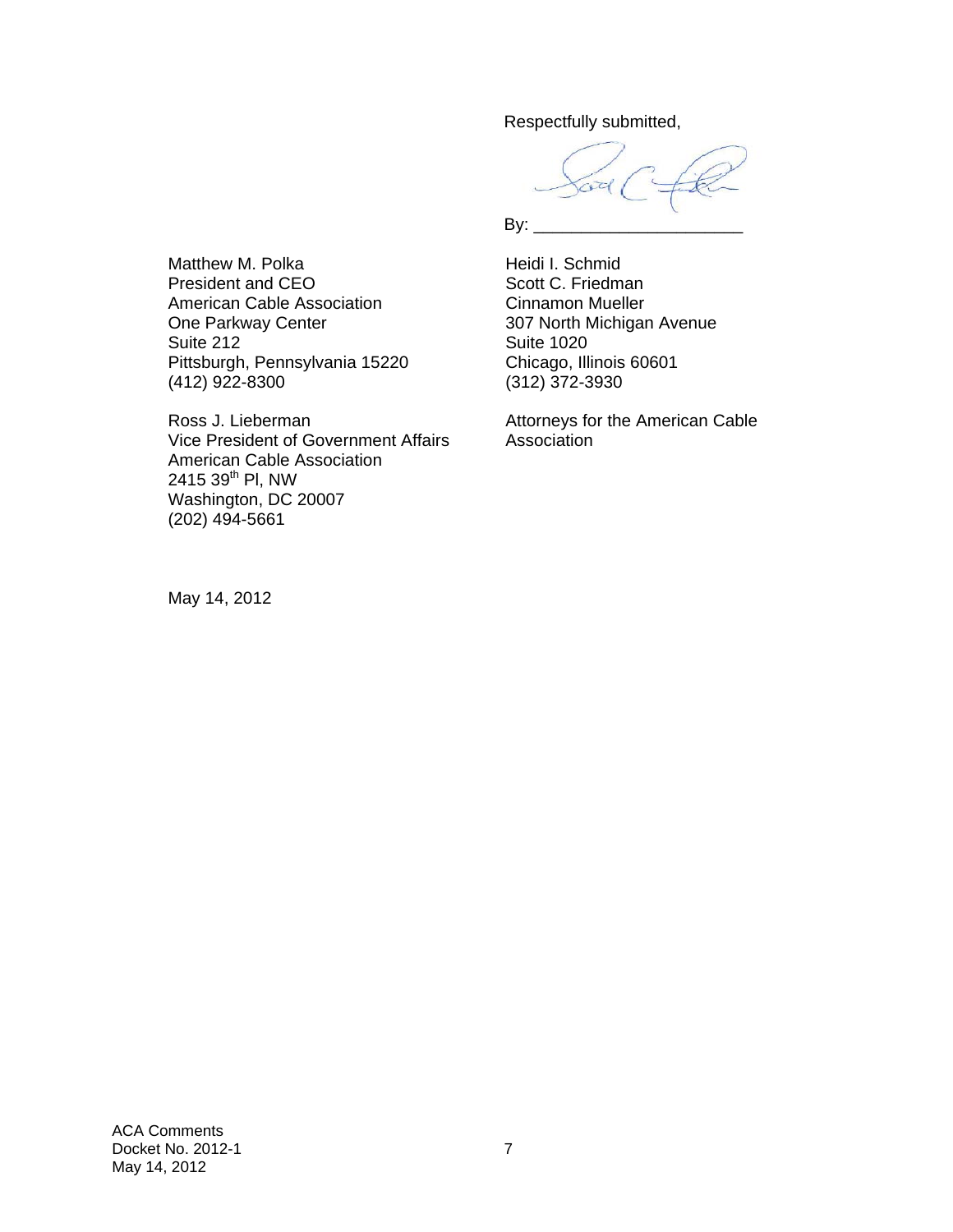Respectfully submitted,

By: ______________________

Heidi I. Schmid
Scott C. Friedman
Cinnamon Mueller
307 North Michigan Avenue
Suite 1020
Chicago, Illinois 60601
(312) 372-3930

Attorneys for the American Cable Association

Matthew M. Polka
President and CEO
American Cable Association
One Parkway Center
Suite 212
Pittsburgh, Pennsylvania 15220
(412) 922-8300

Ross J. Lieberman
Vice President of Government Affairs
American Cable Association
2415 39th Pl, NW
Washington, DC 20007
(202) 494-5661

May 14, 2012